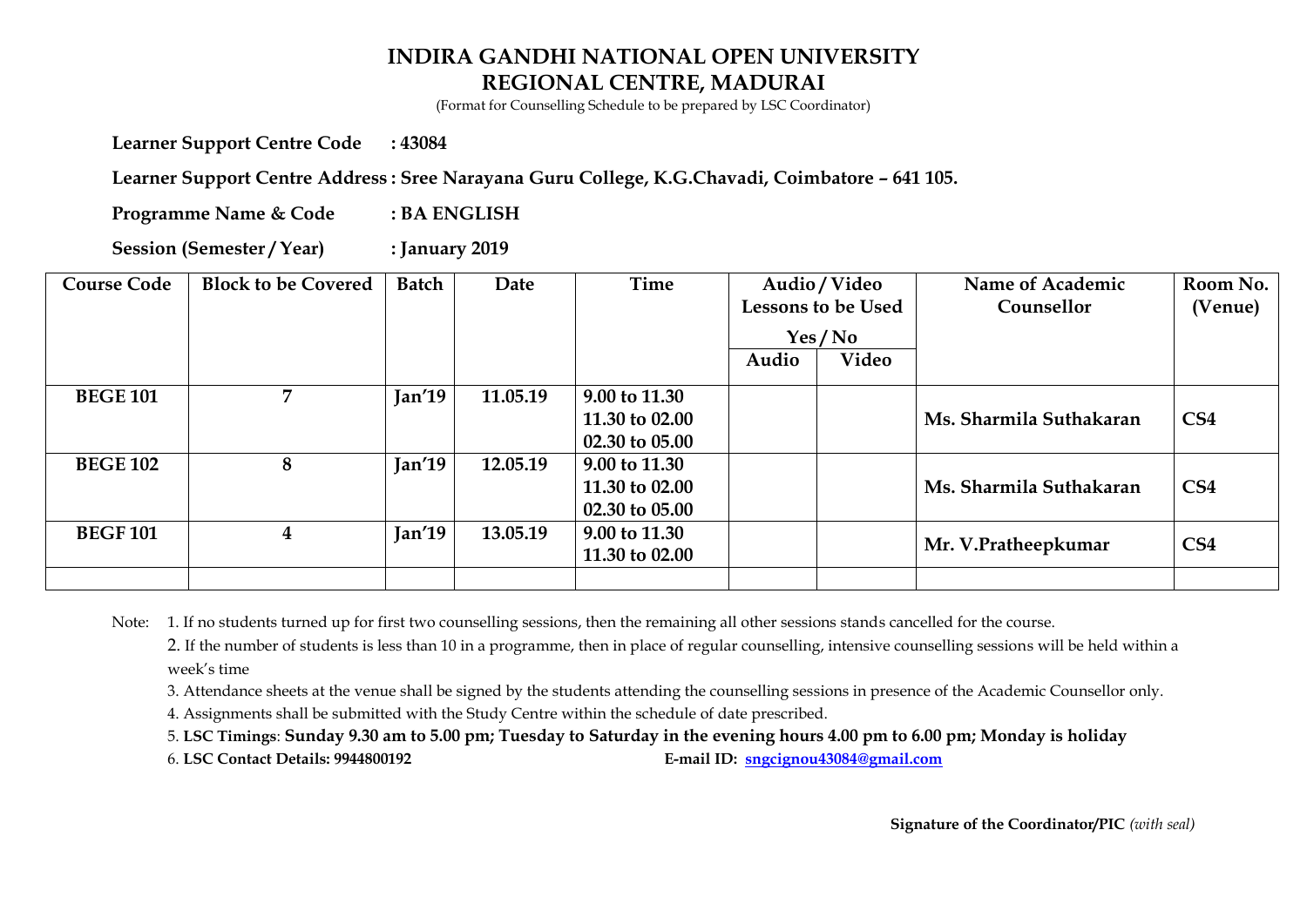# INDIRA GANDHI NATIONAL OPEN UNIVERSITY
## REGIONAL CENTRE, MADURAI

(Format for Counselling Schedule to be prepared by LSC Coordinator)

**Learner Support Centre Code : 43084**

**Learner Support Centre Address : Sree Narayana Guru College, K.G.Chavadi, Coimbatore – 641 105.**

**Programme Name & Code : BA ENGLISH**

**Session (Semester / Year) : January 2019**

| Course Code | Block to be Covered | Batch | Date | Time | Audio / Video Lessons to be Used Yes / No | | Name of Academic Counsellor | Room No. (Venue) |
|---|---|---|---|---|---|---|---|---|
| | | | | | Audio | Video | | |
| BEGE 101 | 7 | Jan'19 | 11.05.19 | 9.00 to 11.30<br>11.30 to 02.00<br>02.30 to 05.00 | | | Ms. Sharmila Suthakaran | CS4 |
| BEGE 102 | 8 | Jan'19 | 12.05.19 | 9.00 to 11.30<br>11.30 to 02.00<br>02.30 to 05.00 | | | Ms. Sharmila Suthakaran | CS4 |
| BEGF 101 | 4 | Jan'19 | 13.05.19 | 9.00 to 11.30<br>11.30 to 02.00 | | | Mr. V.Pratheepkumar | CS4 |
| | | | | | | | | |

Note:
1. If no students turned up for first two counselling sessions, then the remaining all other sessions stands cancelled for the course.
2. If the number of students is less than 10 in a programme, then in place of regular counselling, intensive counselling sessions will be held within a week's time
3. Attendance sheets at the venue shall be signed by the students attending the counselling sessions in presence of the Academic Counsellor only.
4. Assignments shall be submitted with the Study Centre within the schedule of date prescribed.
5. **LSC Timings**: **Sunday 9.30 am to 5.00 pm; Tuesday to Saturday in the evening hours 4.00 pm to 6.00 pm; Monday is holiday**
6. **LSC Contact Details: 9944800192** **E-mail ID: sngcignou43084@gmail.com**

**Signature of the Coordinator/PIC** *(with seal)*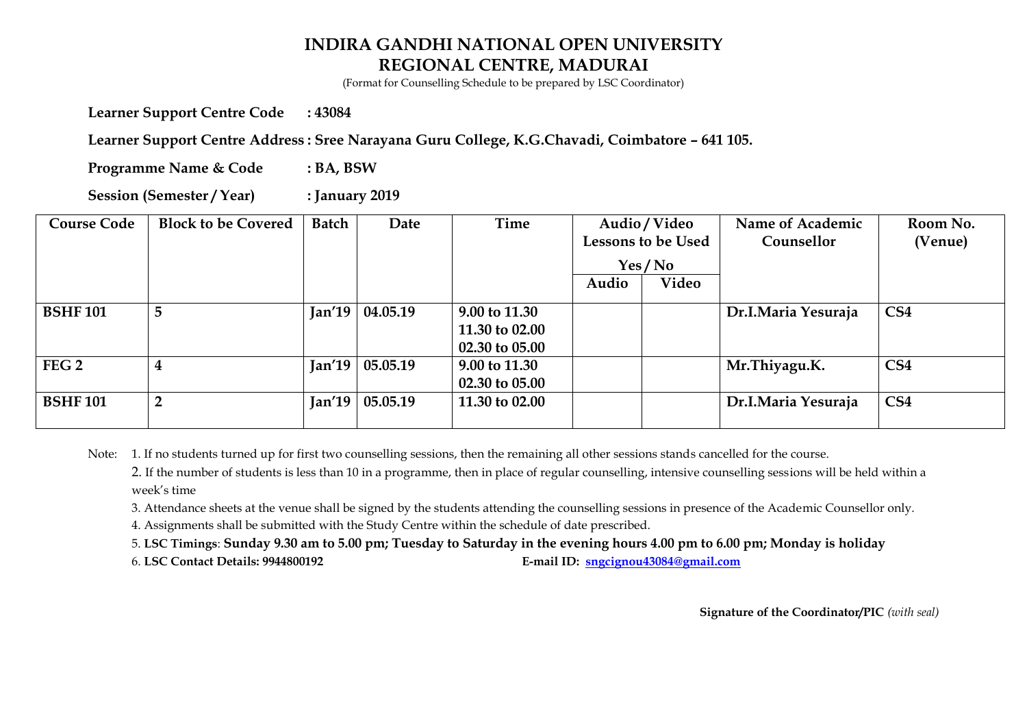# INDIRA GANDHI NATIONAL OPEN UNIVERSITY
## REGIONAL CENTRE, MADURAI

(Format for Counselling Schedule to be prepared by LSC Coordinator)

**Learner Support Centre Code : 43084**

**Learner Support Centre Address : Sree Narayana Guru College, K.G.Chavadi, Coimbatore – 641 105.**

**Programme Name & Code : BA, BSW**

**Session (Semester / Year) : January 2019**

| Course Code | Block to be Covered | Batch | Date | Time | Audio / Video Lessons to be Used Yes / No | | Name of Academic Counsellor | Room No. (Venue) |
|---|---|---|---|---|---|---|---|---|
| | | | | | Audio | Video | | |
| **BSHF 101** | **5** | **Jan'19** | **04.05.19** | **9.00 to 11.30<br>11.30 to 02.00<br>02.30 to 05.00** | | | **Dr.I.Maria Yesuraja** | **CS4** |
| **FEG 2** | **4** | **Jan'19** | **05.05.19** | **9.00 to 11.30<br>02.30 to 05.00** | | | **Mr.Thiyagu.K.** | **CS4** |
| **BSHF 101** | **2** | **Jan'19** | **05.05.19** | **11.30 to 02.00** | | | **Dr.I.Maria Yesuraja** | **CS4** |

Note: 1. If no students turned up for first two counselling sessions, then the remaining all other sessions stands cancelled for the course.

2. If the number of students is less than 10 in a programme, then in place of regular counselling, intensive counselling sessions will be held within a week's time

3. Attendance sheets at the venue shall be signed by the students attending the counselling sessions in presence of the Academic Counsellor only.

4. Assignments shall be submitted with the Study Centre within the schedule of date prescribed.

5. **LSC Timings**: **Sunday 9.30 am to 5.00 pm; Tuesday to Saturday in the evening hours 4.00 pm to 6.00 pm; Monday is holiday**

6. **LSC Contact Details: 9944800192** **E-mail ID: sngcignou43084@gmail.com**

**Signature of the Coordinator/PIC** *(with seal)*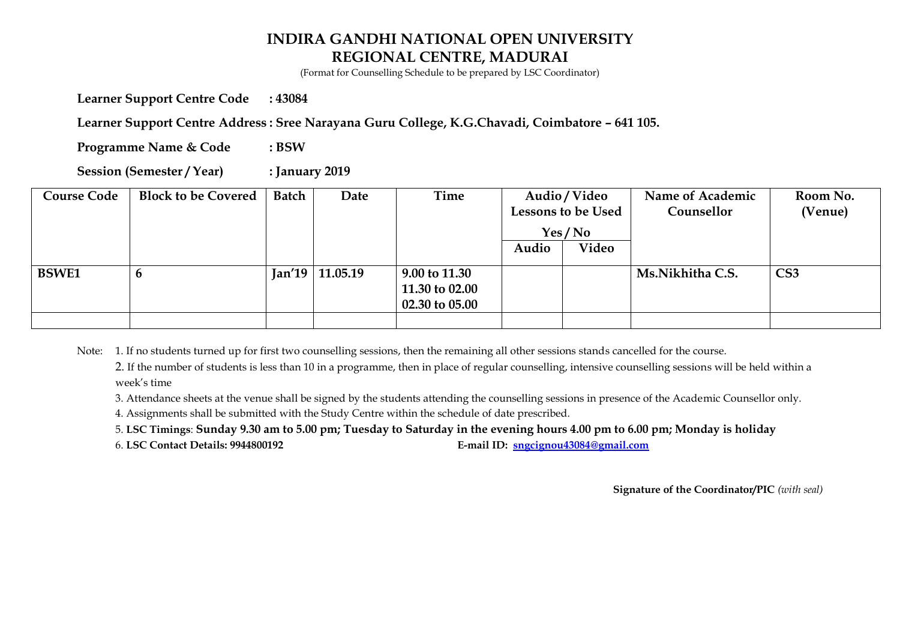# INDIRA GANDHI NATIONAL OPEN UNIVERSITY
# REGIONAL CENTRE, MADURAI

(Format for Counselling Schedule to be prepared by LSC Coordinator)

**Learner Support Centre Code : 43084**

**Learner Support Centre Address : Sree Narayana Guru College, K.G.Chavadi, Coimbatore – 641 105.**

**Programme Name & Code : BSW**

**Session (Semester / Year) : January 2019**

| Course Code | Block to be Covered | Batch | Date | Time | Audio / Video Lessons to be Used Yes / No | | Name of Academic Counsellor | Room No. (Venue) |
|---|---|---|---|---|---|---|---|---|
| | | | | | Audio | Video | | |
| **BSWE1** | **6** | **Jan'19** | **11.05.19** | **9.00 to 11.30**<br>**11.30 to 02.00**<br>**02.30 to 05.00** | | | **Ms.Nikhitha C.S.** | **CS3** |
| | | | | | | | | |

Note:
1. If no students turned up for first two counselling sessions, then the remaining all other sessions stands cancelled for the course.
2. If the number of students is less than 10 in a programme, then in place of regular counselling, intensive counselling sessions will be held within a week's time
3. Attendance sheets at the venue shall be signed by the students attending the counselling sessions in presence of the Academic Counsellor only.
4. Assignments shall be submitted with the Study Centre within the schedule of date prescribed.
5. **LSC Timings**: **Sunday 9.30 am to 5.00 pm; Tuesday to Saturday in the evening hours 4.00 pm to 6.00 pm; Monday is holiday**
6. **LSC Contact Details: 9944800192** **E-mail ID: sngcignou43084@gmail.com**

**Signature of the Coordinator/PIC** *(with seal)*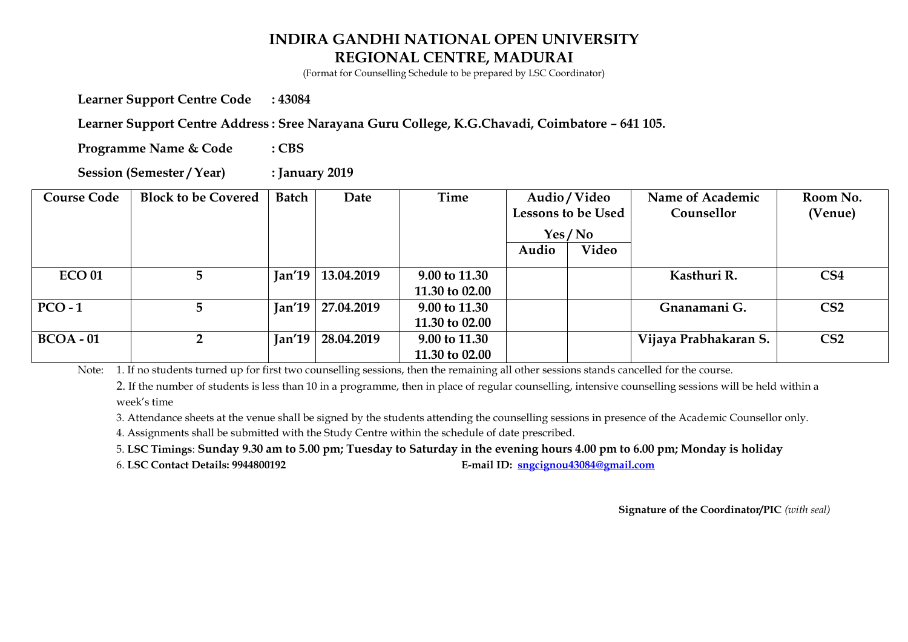# INDIRA GANDHI NATIONAL OPEN UNIVERSITY
## REGIONAL CENTRE, MADURAI

(Format for Counselling Schedule to be prepared by LSC Coordinator)

**Learner Support Centre Code : 43084**

**Learner Support Centre Address : Sree Narayana Guru College, K.G.Chavadi, Coimbatore – 641 105.**

**Programme Name & Code : CBS**

**Session (Semester / Year) : January 2019**

| Course Code | Block to be Covered | Batch | Date | Time | Audio / Video Lessons to be Used Yes / No | | Name of Academic Counsellor | Room No. (Venue) |
|---|---|---|---|---|---|---|---|---|
| | | | | | Audio | Video | | |
| **ECO 01** | **5** | **Jan'19** | **13.04.2019** | **9.00 to 11.30**<br>**11.30 to 02.00** | | | **Kasthuri R.** | **CS4** |
| **PCO - 1** | **5** | **Jan'19** | **27.04.2019** | **9.00 to 11.30**<br>**11.30 to 02.00** | | | **Gnanamani G.** | **CS2** |
| **BCOA - 01** | **2** | **Jan'19** | **28.04.2019** | **9.00 to 11.30**<br>**11.30 to 02.00** | | | **Vijaya Prabhakaran S.** | **CS2** |

Note:
1. If no students turned up for first two counselling sessions, then the remaining all other sessions stands cancelled for the course.
2. If the number of students is less than 10 in a programme, then in place of regular counselling, intensive counselling sessions will be held within a week's time
3. Attendance sheets at the venue shall be signed by the students attending the counselling sessions in presence of the Academic Counsellor only.
4. Assignments shall be submitted with the Study Centre within the schedule of date prescribed.
5. **LSC Timings**: **Sunday 9.30 am to 5.00 pm; Tuesday to Saturday in the evening hours 4.00 pm to 6.00 pm; Monday is holiday**
6. **LSC Contact Details: 9944800192** **E-mail ID: sngcignou43084@gmail.com**

**Signature of the Coordinator/PIC** *(with seal)*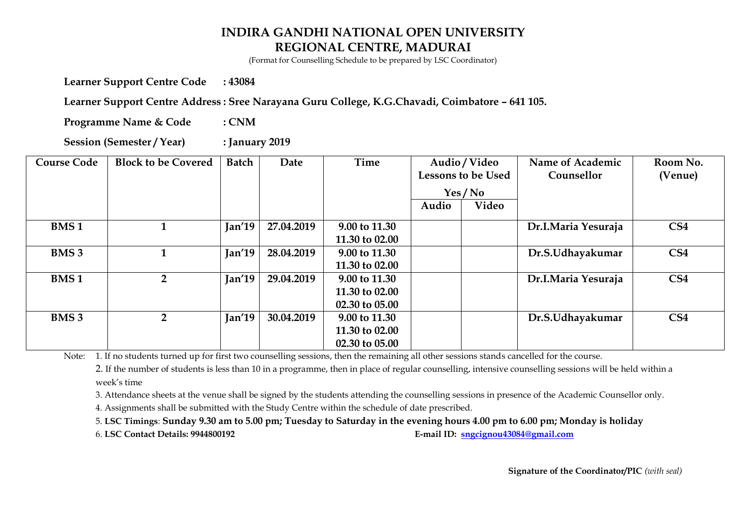# INDIRA GANDHI NATIONAL OPEN UNIVERSITY
## REGIONAL CENTRE, MADURAI

(Format for Counselling Schedule to be prepared by LSC Coordinator)

**Learner Support Centre Code : 43084**

**Learner Support Centre Address : Sree Narayana Guru College, K.G.Chavadi, Coimbatore – 641 105.**

**Programme Name & Code : CNM**

**Session (Semester / Year) : January 2019**

| Course Code | Block to be Covered | Batch | Date | Time | Audio / Video Lessons to be Used Yes / No | | Name of Academic Counsellor | Room No. (Venue) |
|---|---|---|---|---|---|---|---|---|
| | | | | | Audio | Video | | |
| **BMS 1** | **1** | **Jan'19** | **27.04.2019** | **9.00 to 11.30**<br>**11.30 to 02.00** | | | **Dr.I.Maria Yesuraja** | **CS4** |
| **BMS 3** | **1** | **Jan'19** | **28.04.2019** | **9.00 to 11.30**<br>**11.30 to 02.00** | | | **Dr.S.Udhayakumar** | **CS4** |
| **BMS 1** | **2** | **Jan'19** | **29.04.2019** | **9.00 to 11.30**<br>**11.30 to 02.00**<br>**02.30 to 05.00** | | | **Dr.I.Maria Yesuraja** | **CS4** |
| **BMS 3** | **2** | **Jan'19** | **30.04.2019** | **9.00 to 11.30**<br>**11.30 to 02.00**<br>**02.30 to 05.00** | | | **Dr.S.Udhayakumar** | **CS4** |

Note:
1. If no students turned up for first two counselling sessions, then the remaining all other sessions stands cancelled for the course.
2. If the number of students is less than 10 in a programme, then in place of regular counselling, intensive counselling sessions will be held within a week's time
3. Attendance sheets at the venue shall be signed by the students attending the counselling sessions in presence of the Academic Counsellor only.
4. Assignments shall be submitted with the Study Centre within the schedule of date prescribed.
5. **LSC Timings**: **Sunday 9.30 am to 5.00 pm; Tuesday to Saturday in the evening hours 4.00 pm to 6.00 pm; Monday is holiday**
6. **LSC Contact Details: 9944800192** **E-mail ID: sngcignou43084@gmail.com**

**Signature of the Coordinator/PIC** *(with seal)*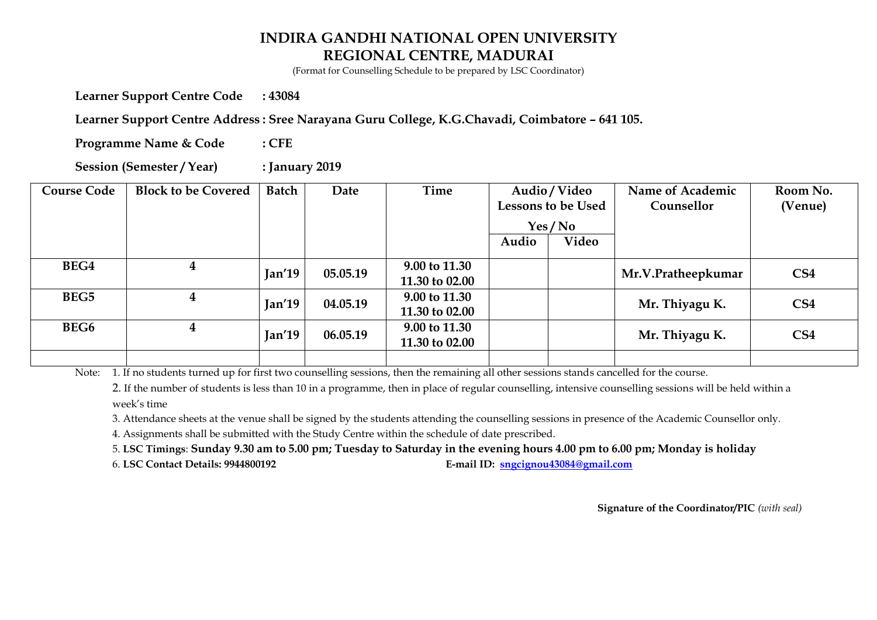# INDIRA GANDHI NATIONAL OPEN UNIVERSITY
## REGIONAL CENTRE, MADURAI

(Format for Counselling Schedule to be prepared by LSC Coordinator)

**Learner Support Centre Code : 43084**

**Learner Support Centre Address : Sree Narayana Guru College, K.G.Chavadi, Coimbatore – 641 105.**

**Programme Name & Code : CFE**

**Session (Semester / Year) : January 2019**

| Course Code | Block to be Covered | Batch | Date | Time | Audio / Video Lessons to be Used Yes / No | | Name of Academic Counsellor | Room No. (Venue) |
|---|---|---|---|---|---|---|---|---|
| | | | | | Audio | Video | | |
| **BEG4** | **4** | **Jan'19** | **05.05.19** | **9.00 to 11.30**<br>**11.30 to 02.00** | | | **Mr.V.Pratheepkumar** | **CS4** |
| **BEG5** | **4** | **Jan'19** | **04.05.19** | **9.00 to 11.30**<br>**11.30 to 02.00** | | | **Mr. Thiyagu K.** | **CS4** |
| **BEG6** | **4** | **Jan'19** | **06.05.19** | **9.00 to 11.30**<br>**11.30 to 02.00** | | | **Mr. Thiyagu K.** | **CS4** |
| | | | | | | | | |

Note: 1. If no students turned up for first two counselling sessions, then the remaining all other sessions stands cancelled for the course.

2. If the number of students is less than 10 in a programme, then in place of regular counselling, intensive counselling sessions will be held within a week's time

3. Attendance sheets at the venue shall be signed by the students attending the counselling sessions in presence of the Academic Counsellor only.

4. Assignments shall be submitted with the Study Centre within the schedule of date prescribed.

5. **LSC Timings**: **Sunday 9.30 am to 5.00 pm; Tuesday to Saturday in the evening hours 4.00 pm to 6.00 pm; Monday is holiday**

6. **LSC Contact Details: 9944800192** **E-mail ID: sngcignou43084@gmail.com**

**Signature of the Coordinator/PIC** *(with seal)*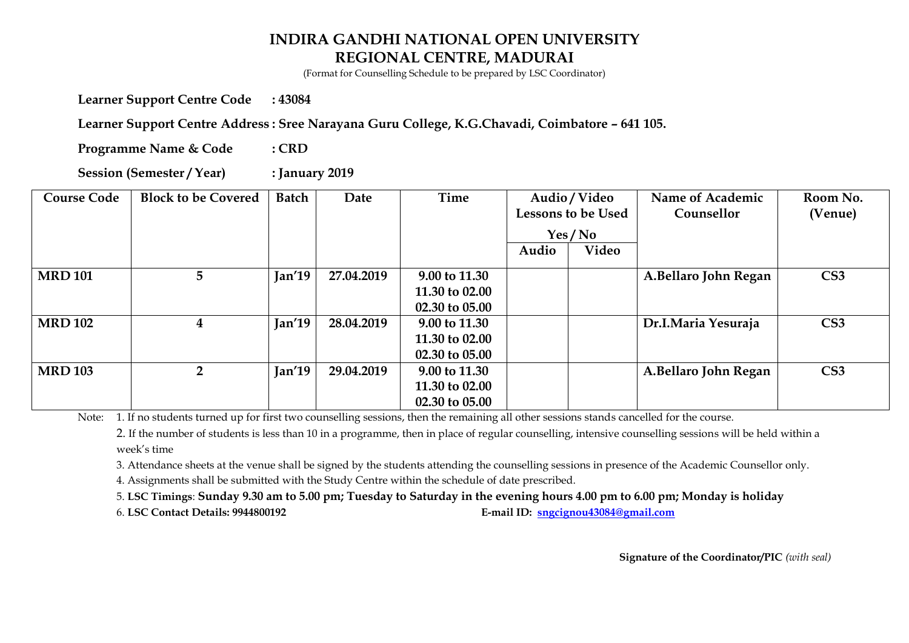# INDIRA GANDHI NATIONAL OPEN UNIVERSITY
## REGIONAL CENTRE, MADURAI

(Format for Counselling Schedule to be prepared by LSC Coordinator)

**Learner Support Centre Code : 43084**

**Learner Support Centre Address : Sree Narayana Guru College, K.G.Chavadi, Coimbatore – 641 105.**

**Programme Name & Code : CRD**

**Session (Semester / Year) : January 2019**

| Course Code | Block to be Covered | Batch | Date | Time | Audio / Video Lessons to be Used Yes / No | | Name of Academic Counsellor | Room No. (Venue) |
|---|---|---|---|---|---|---|---|---|
| | | | | | Audio | Video | | |
| **MRD 101** | **5** | **Jan'19** | **27.04.2019** | **9.00 to 11.30**<br>**11.30 to 02.00**<br>**02.30 to 05.00** | | | **A.Bellaro John Regan** | **CS3** |
| **MRD 102** | **4** | **Jan'19** | **28.04.2019** | **9.00 to 11.30**<br>**11.30 to 02.00**<br>**02.30 to 05.00** | | | **Dr.I.Maria Yesuraja** | **CS3** |
| **MRD 103** | **2** | **Jan'19** | **29.04.2019** | **9.00 to 11.30**<br>**11.30 to 02.00**<br>**02.30 to 05.00** | | | **A.Bellaro John Regan** | **CS3** |

Note:
1. If no students turned up for first two counselling sessions, then the remaining all other sessions stands cancelled for the course.
2. If the number of students is less than 10 in a programme, then in place of regular counselling, intensive counselling sessions will be held within a week's time
3. Attendance sheets at the venue shall be signed by the students attending the counselling sessions in presence of the Academic Counsellor only.
4. Assignments shall be submitted with the Study Centre within the schedule of date prescribed.
5. **LSC Timings**: **Sunday 9.30 am to 5.00 pm; Tuesday to Saturday in the evening hours 4.00 pm to 6.00 pm; Monday is holiday**
6. **LSC Contact Details: 9944800192** **E-mail ID: sngcignou43084@gmail.com**

**Signature of the Coordinator/PIC** *(with seal)*